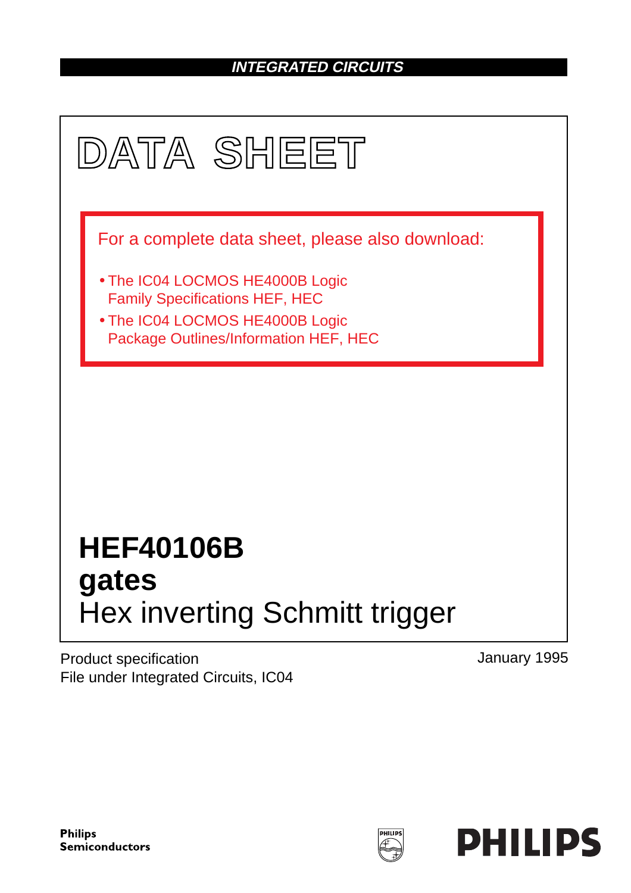**INTEGRATED CIRCUITS**

# DATA SHEET

For a complete data sheet, please also download:

- The IC04 LOCMOS HE4000B Logic Family Specifications HEF, HEC
- The IC04 LOCMOS HE4000B Logic Package Outlines/Information HEF, HEC

# HEF40106B
# gates
## Hex inverting Schmitt trigger

Product specification
File under Integrated Circuits, IC04

January 1995

**Philips Semiconductors**

**PHILIPS**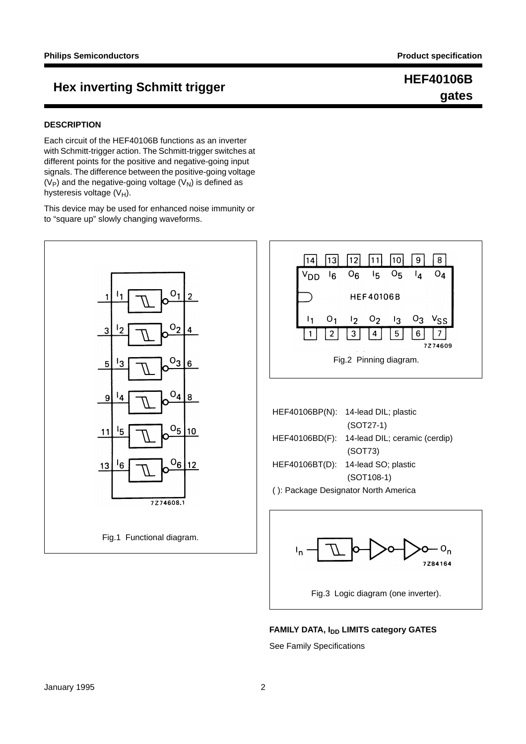# Hex inverting Schmitt trigger

# HEF40106B gates

## DESCRIPTION

Each circuit of the HEF40106B functions as an inverter with Schmitt-trigger action. The Schmitt-trigger switches at different points for the positive and negative-going input signals. The difference between the positive-going voltage ($V_P$) and the negative-going voltage ($V_N$) is defined as hysteresis voltage ($V_H$).

This device may be used for enhanced noise immunity or to "square up" slowly changing waveforms.

Fig.1 Functional diagram.

Fig.2 Pinning diagram.

HEF40106BP(N): 14-lead DIL; plastic (SOT27-1)
HEF40106BD(F): 14-lead DIL; ceramic (cerdip) (SOT73)
HEF40106BT(D): 14-lead SO; plastic (SOT108-1)
( ): Package Designator North America

Fig.3 Logic diagram (one inverter).

## FAMILY DATA, $I_{DD}$ LIMITS category GATES

See Family Specifications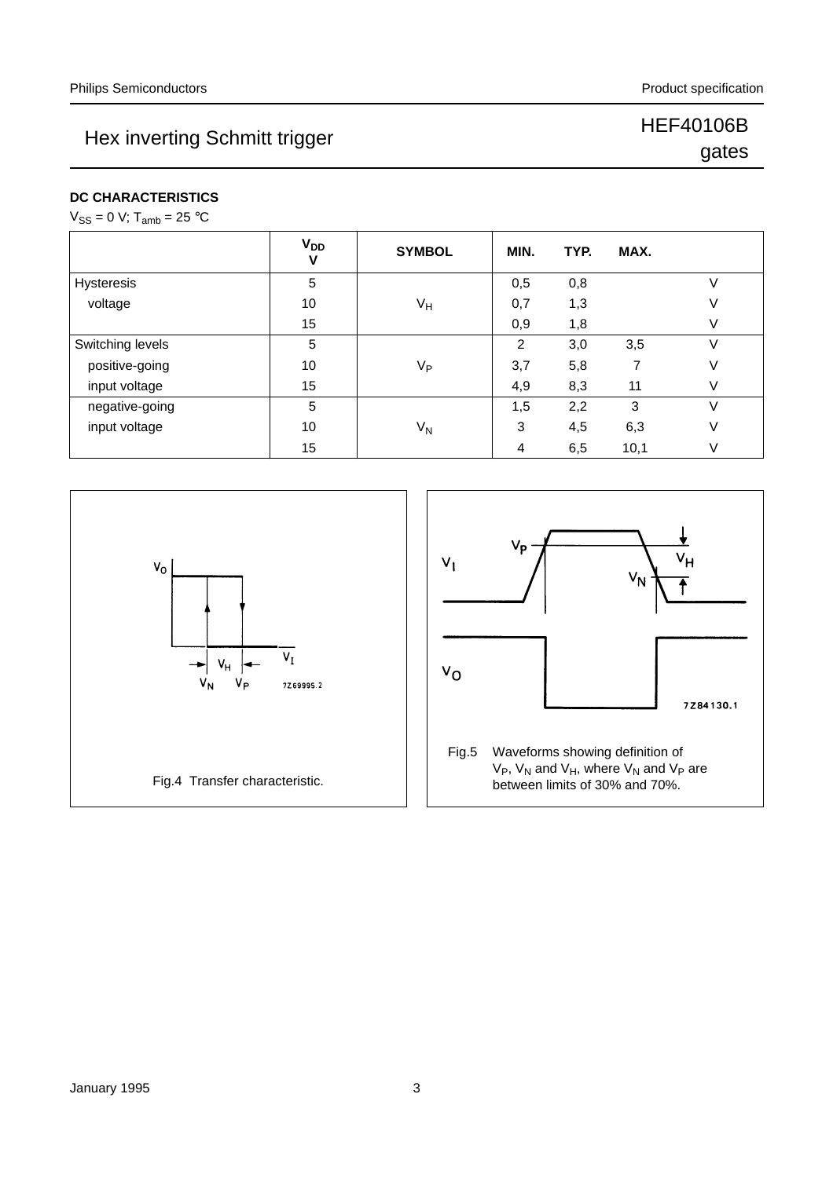## DC CHARACTERISTICS

$V_{SS}$ = 0 V; $T_{amb}$ = 25 °C

| | $V_{DD}$ V | SYMBOL | MIN. | TYP. | MAX. | |
|---|---|---|---|---|---|---|
| Hysteresis | 5 | | 0,5 | 0,8 | | V |
| voltage | 10 | $V_H$ | 0,7 | 1,3 | | V |
| | 15 | | 0,9 | 1,8 | | V |
| Switching levels | 5 | | 2 | 3,0 | 3,5 | V |
| positive-going | 10 | $V_P$ | 3,7 | 5,8 | 7 | V |
| input voltage | 15 | | 4,9 | 8,3 | 11 | V |
| negative-going | 5 | | 1,5 | 2,2 | 3 | V |
| input voltage | 10 | $V_N$ | 3 | 4,5 | 6,3 | V |
| | 15 | | 4 | 6,5 | 10,1 | V |

Fig.4 Transfer characteristic.

Fig.5 Waveforms showing definition of $V_P$, $V_N$ and $V_H$, where $V_N$ and $V_P$ are between limits of 30% and 70%.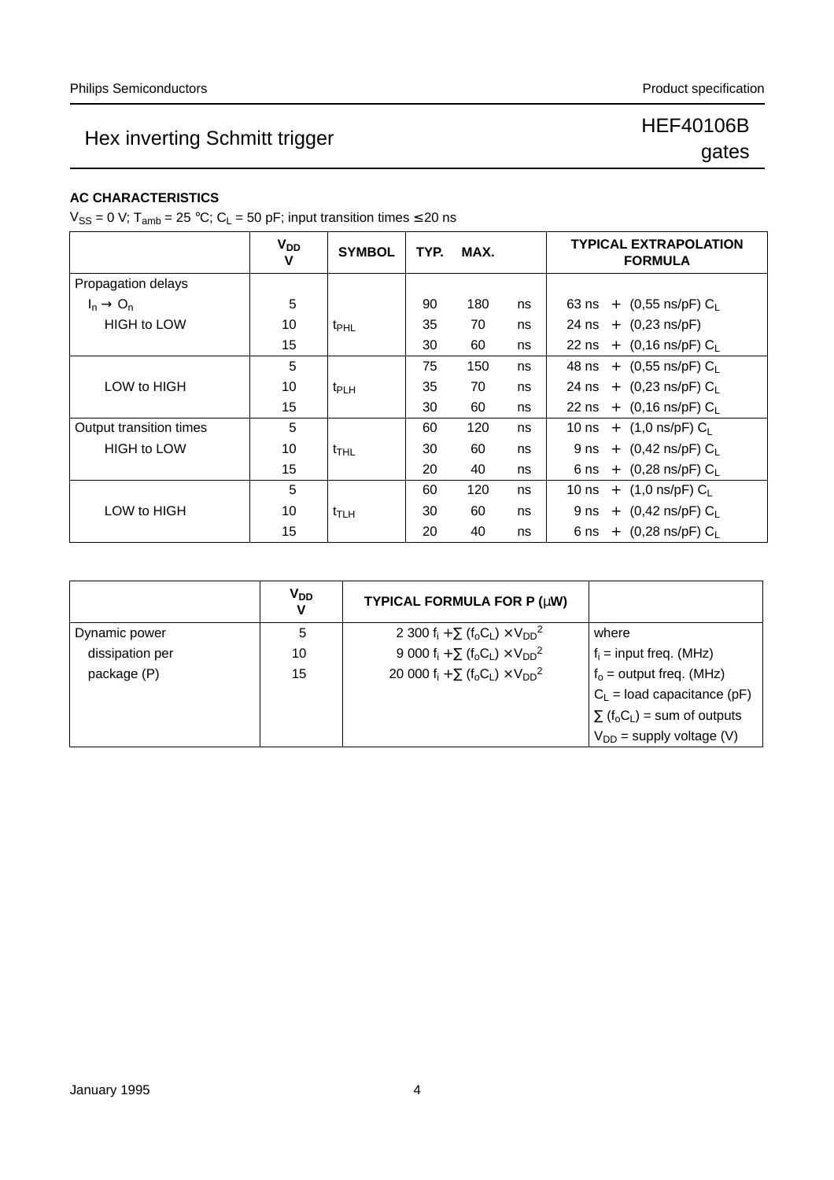### AC CHARACTERISTICS

$V_{SS}$ = 0 V; $T_{amb}$ = 25 °C; $C_L$ = 50 pF; input transition times ≤ 20 ns

| | $V_{DD}$ V | SYMBOL | TYP. | MAX. | | TYPICAL EXTRAPOLATION FORMULA |
|---|---|---|---|---|---|---|
| Propagation delays | | | | | | |
| $I_n \rightarrow O_n$ | 5 | | 90 | 180 | ns | 63 ns + (0,55 ns/pF) $C_L$ |
| HIGH to LOW | 10 | $t_{PHL}$ | 35 | 70 | ns | 24 ns + (0,23 ns/pF) |
| | 15 | | 30 | 60 | ns | 22 ns + (0,16 ns/pF) $C_L$ |
| | 5 | | 75 | 150 | ns | 48 ns + (0,55 ns/pF) $C_L$ |
| LOW to HIGH | 10 | $t_{PLH}$ | 35 | 70 | ns | 24 ns + (0,23 ns/pF) $C_L$ |
| | 15 | | 30 | 60 | ns | 22 ns + (0,16 ns/pF) $C_L$ |
| Output transition times | 5 | | 60 | 120 | ns | 10 ns + (1,0 ns/pF) $C_L$ |
| HIGH to LOW | 10 | $t_{THL}$ | 30 | 60 | ns | 9 ns + (0,42 ns/pF) $C_L$ |
| | 15 | | 20 | 40 | ns | 6 ns + (0,28 ns/pF) $C_L$ |
| | 5 | | 60 | 120 | ns | 10 ns + (1,0 ns/pF) $C_L$ |
| LOW to HIGH | 10 | $t_{TLH}$ | 30 | 60 | ns | 9 ns + (0,42 ns/pF) $C_L$ |
| | 15 | | 20 | 40 | ns | 6 ns + (0,28 ns/pF) $C_L$ |

| | $V_{DD}$ V | TYPICAL FORMULA FOR P (μW) | |
|---|---|---|---|
| Dynamic power | 5 | $2\,300\ f_i + \sum (f_o C_L) \times V_{DD}^2$ | where |
| dissipation per | 10 | $9\,000\ f_i + \sum (f_o C_L) \times V_{DD}^2$ | $f_i$ = input freq. (MHz) |
| package (P) | 15 | $20\,000\ f_i + \sum (f_o C_L) \times V_{DD}^2$ | $f_o$ = output freq. (MHz) |
| | | | $C_L$ = load capacitance (pF) |
| | | | $\sum (f_o C_L)$ = sum of outputs |
| | | | $V_{DD}$ = supply voltage (V) |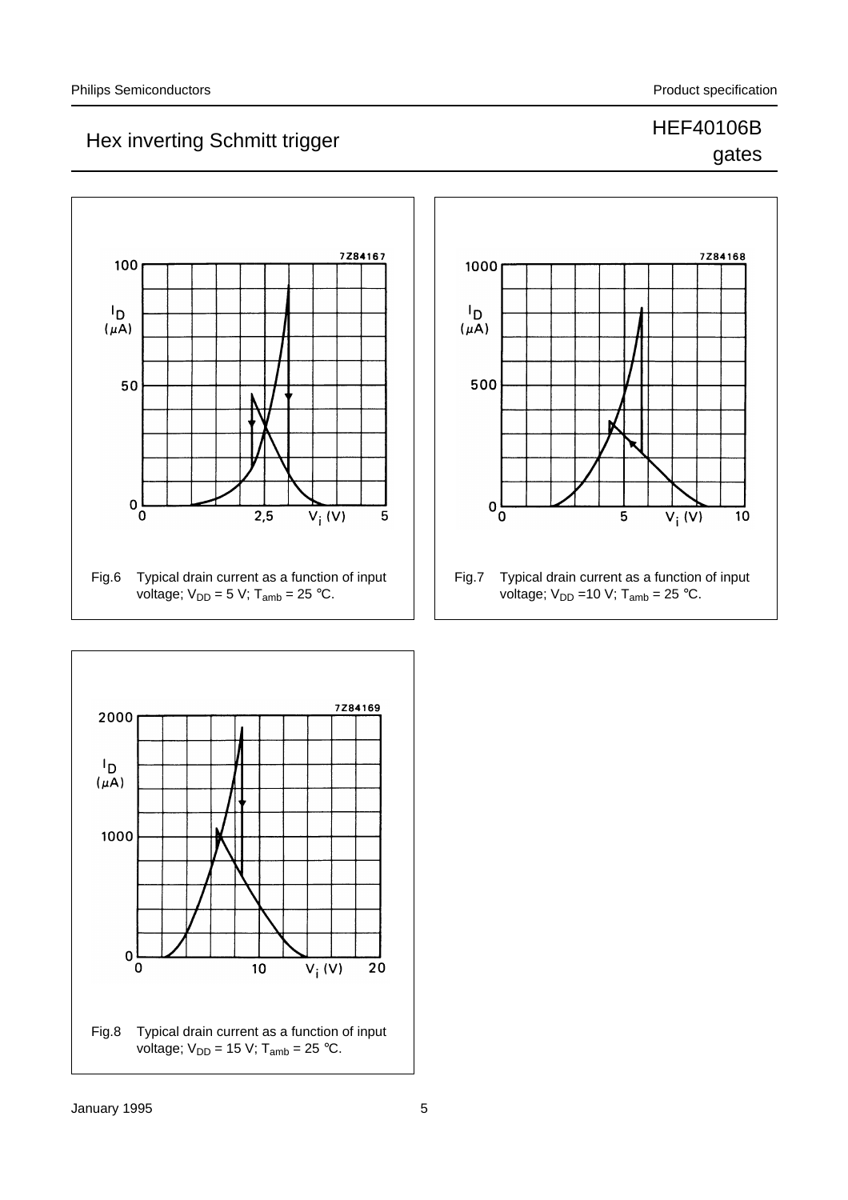Fig.6 Typical drain current as a function of input voltage; $V_{DD}$ = 5 V; $T_{amb}$ = 25 °C.

Fig.7 Typical drain current as a function of input voltage; $V_{DD}$ =10 V; $T_{amb}$ = 25 °C.

Fig.8 Typical drain current as a function of input voltage; $V_{DD}$ = 15 V; $T_{amb}$ = 25 °C.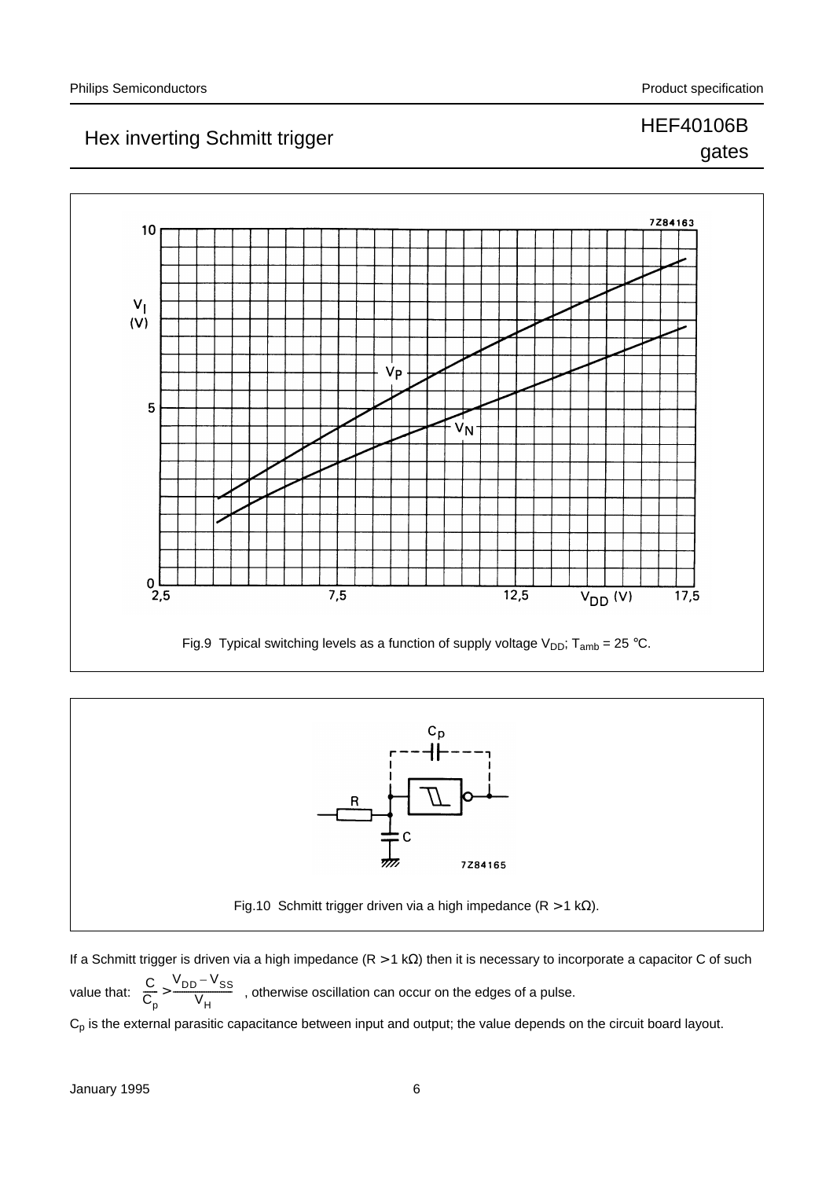Fig.9 Typical switching levels as a function of supply voltage $V_{DD}$; $T_{amb}$ = 25 °C.

Fig.10 Schmitt trigger driven via a high impedance (R > 1 kΩ).

If a Schmitt trigger is driven via a high impedance (R > 1 kΩ) then it is necessary to incorporate a capacitor C of such value that: $\frac{C}{C_p} > \frac{V_{DD} - V_{SS}}{V_H}$ , otherwise oscillation can occur on the edges of a pulse.

$C_p$ is the external parasitic capacitance between input and output; the value depends on the circuit board layout.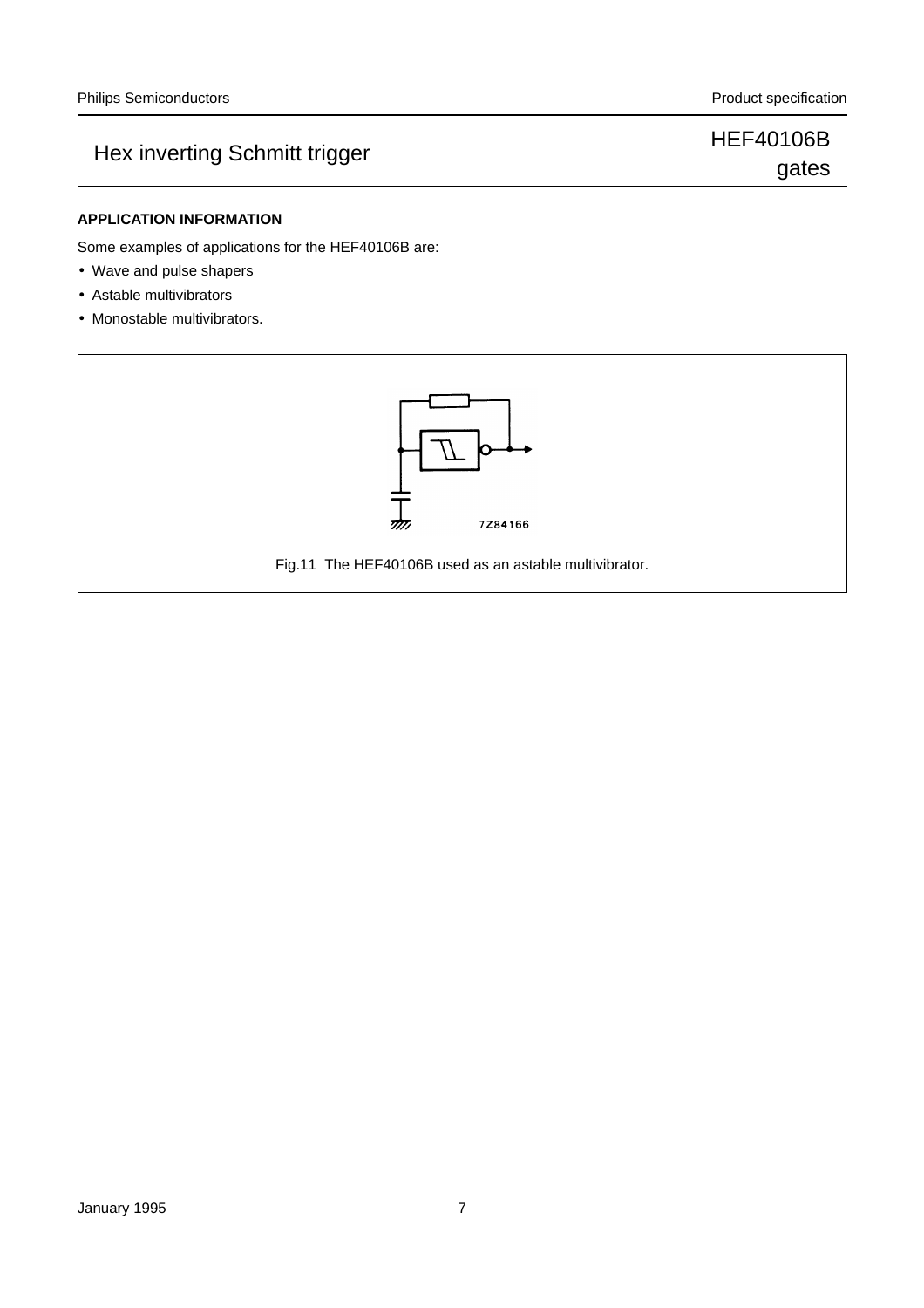## APPLICATION INFORMATION

Some examples of applications for the HEF40106B are:

- Wave and pulse shapers
- Astable multivibrators
- Monostable multivibrators.

7Z84166

Fig.11 The HEF40106B used as an astable multivibrator.